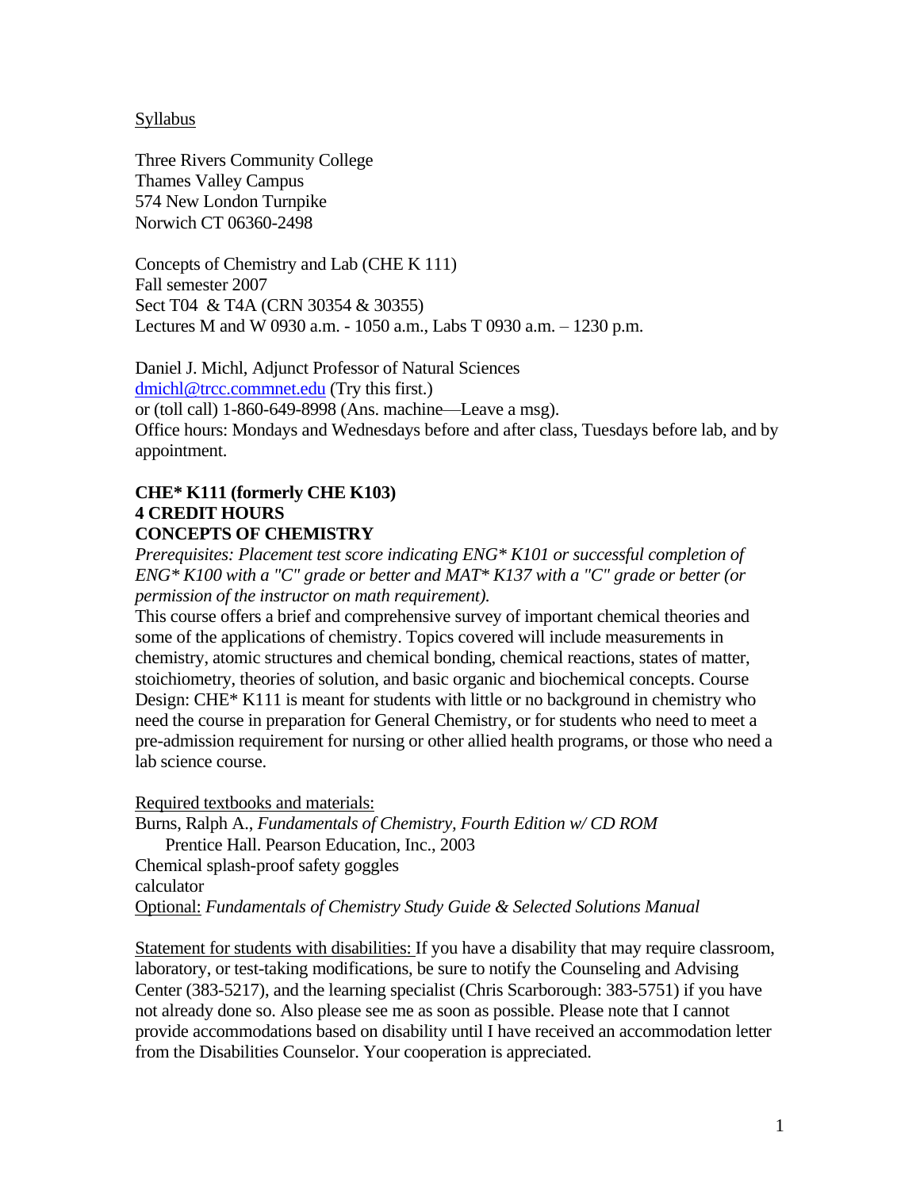Syllabus

Three Rivers Community College
Thames Valley Campus
574 New London Turnpike
Norwich CT 06360-2498

Concepts of Chemistry and Lab (CHE K 111)
Fall semester 2007
Sect T04 & T4A (CRN 30354 & 30355)
Lectures M and W 0930 a.m. - 1050 a.m., Labs T 0930 a.m. – 1230 p.m.

Daniel J. Michl, Adjunct Professor of Natural Sciences
[dmichl@trcc.commnet.edu](mailto:dmichl@trcc.commnet.edu) (Try this first.)
or (toll call) 1-860-649-8998 (Ans. machine—Leave a msg).
Office hours: Mondays and Wednesdays before and after class, Tuesdays before lab, and by appointment.

**CHE* K111 (formerly CHE K103)**
**4 CREDIT HOURS**
**CONCEPTS OF CHEMISTRY**

*Prerequisites: Placement test score indicating ENG* K101 or successful completion of ENG* K100 with a "C" grade or better and MAT* K137 with a "C" grade or better (or permission of the instructor on math requirement).*

This course offers a brief and comprehensive survey of important chemical theories and some of the applications of chemistry. Topics covered will include measurements in chemistry, atomic structures and chemical bonding, chemical reactions, states of matter, stoichiometry, theories of solution, and basic organic and biochemical concepts. Course Design: CHE* K111 is meant for students with little or no background in chemistry who need the course in preparation for General Chemistry, or for students who need to meet a pre-admission requirement for nursing or other allied health programs, or those who need a lab science course.

Required textbooks and materials:
Burns, Ralph A., *Fundamentals of Chemistry, Fourth Edition w/ CD ROM*
Prentice Hall. Pearson Education, Inc., 2003
Chemical splash-proof safety goggles
calculator
Optional: *Fundamentals of Chemistry Study Guide & Selected Solutions Manual*

Statement for students with disabilities: If you have a disability that may require classroom, laboratory, or test-taking modifications, be sure to notify the Counseling and Advising Center (383-5217), and the learning specialist (Chris Scarborough: 383-5751) if you have not already done so. Also please see me as soon as possible. Please note that I cannot provide accommodations based on disability until I have received an accommodation letter from the Disabilities Counselor. Your cooperation is appreciated.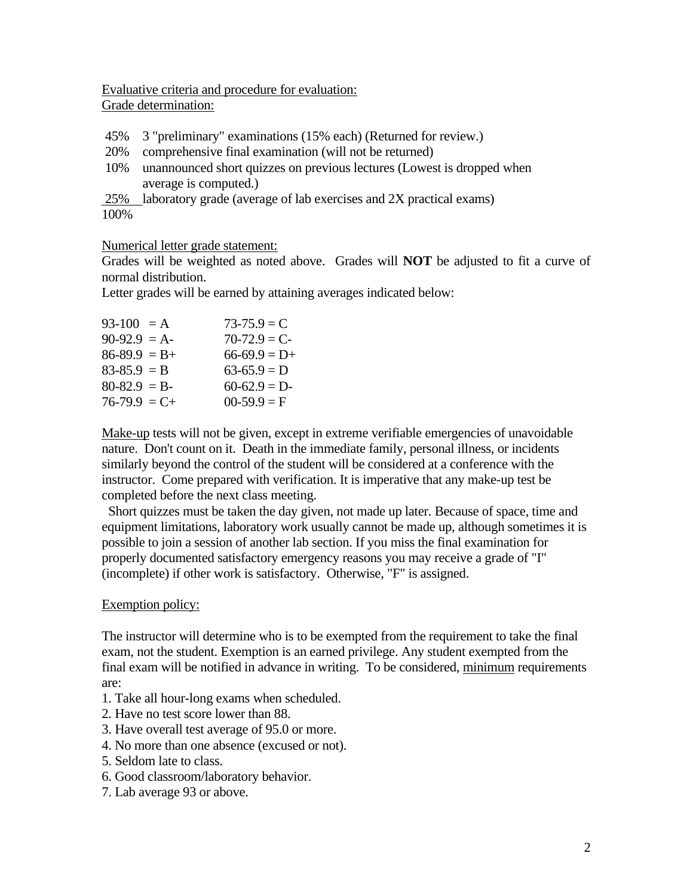Evaluative criteria and procedure for evaluation:
Grade determination:

| | |
|---|---|
| 45% | 3 "preliminary" examinations (15% each) (Returned for review.) |
| 20% | comprehensive final examination (will not be returned) |
| 10% | unannounced short quizzes on previous lectures (Lowest is dropped when average is computed.) |
| 25% | laboratory grade (average of lab exercises and 2X practical exams) |
| 100% | |

Numerical letter grade statement:
Grades will be weighted as noted above. Grades will **NOT** be adjusted to fit a curve of normal distribution.
Letter grades will be earned by attaining averages indicated below:

| | |
|---|---|
| 93-100 = A | 73-75.9 = C |
| 90-92.9 = A- | 70-72.9 = C- |
| 86-89.9 = B+ | 66-69.9 = D+ |
| 83-85.9 = B | 63-65.9 = D |
| 80-82.9 = B- | 60-62.9 = D- |
| 76-79.9 = C+ | 00-59.9 = F |

Make-up tests will not be given, except in extreme verifiable emergencies of unavoidable nature. Don't count on it. Death in the immediate family, personal illness, or incidents similarly beyond the control of the student will be considered at a conference with the instructor. Come prepared with verification. It is imperative that any make-up test be completed before the next class meeting.

Short quizzes must be taken the day given, not made up later. Because of space, time and equipment limitations, laboratory work usually cannot be made up, although sometimes it is possible to join a session of another lab section. If you miss the final examination for properly documented satisfactory emergency reasons you may receive a grade of "I" (incomplete) if other work is satisfactory. Otherwise, "F" is assigned.

Exemption policy:

The instructor will determine who is to be exempted from the requirement to take the final exam, not the student. Exemption is an earned privilege. Any student exempted from the final exam will be notified in advance in writing. To be considered, minimum requirements are:

1. Take all hour-long exams when scheduled.
2. Have no test score lower than 88.
3. Have overall test average of 95.0 or more.
4. No more than one absence (excused or not).
5. Seldom late to class.
6. Good classroom/laboratory behavior.
7. Lab average 93 or above.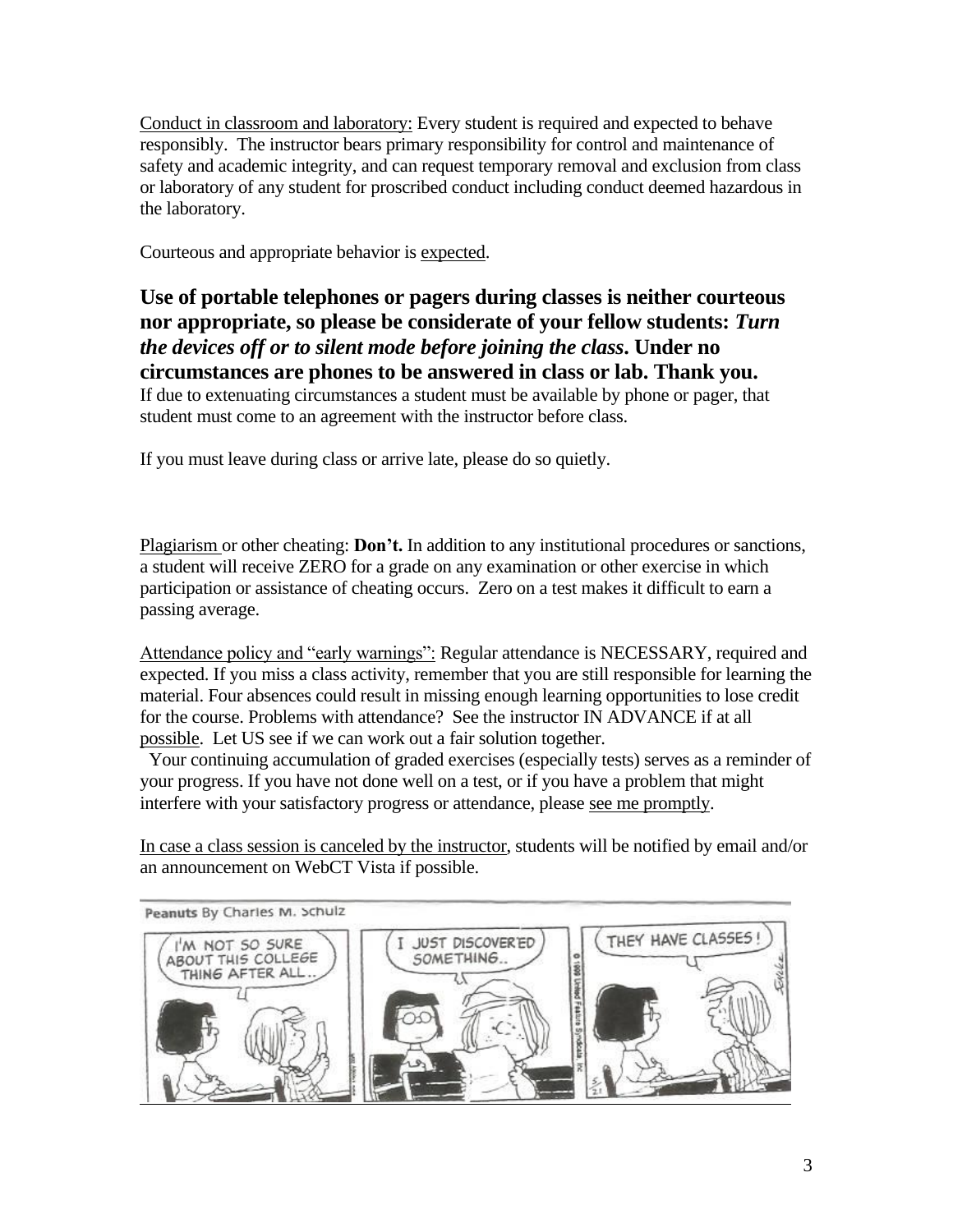Conduct in classroom and laboratory: Every student is required and expected to behave responsibly. The instructor bears primary responsibility for control and maintenance of safety and academic integrity, and can request temporary removal and exclusion from class or laboratory of any student for proscribed conduct including conduct deemed hazardous in the laboratory.

Courteous and appropriate behavior is expected.

**Use of portable telephones or pagers during classes is neither courteous nor appropriate, so please be considerate of your fellow students: *Turn the devices off or to silent mode before joining the class*. Under no circumstances are phones to be answered in class or lab. Thank you.**

If due to extenuating circumstances a student must be available by phone or pager, that student must come to an agreement with the instructor before class.

If you must leave during class or arrive late, please do so quietly.

Plagiarism or other cheating: **Don't.** In addition to any institutional procedures or sanctions, a student will receive ZERO for a grade on any examination or other exercise in which participation or assistance of cheating occurs. Zero on a test makes it difficult to earn a passing average.

Attendance policy and "early warnings": Regular attendance is NECESSARY, required and expected. If you miss a class activity, remember that you are still responsible for learning the material. Four absences could result in missing enough learning opportunities to lose credit for the course. Problems with attendance? See the instructor IN ADVANCE if at all possible. Let US see if we can work out a fair solution together.

Your continuing accumulation of graded exercises (especially tests) serves as a reminder of your progress. If you have not done well on a test, or if you have a problem that might interfere with your satisfactory progress or attendance, please see me promptly.

In case a class session is canceled by the instructor, students will be notified by email and/or an announcement on WebCT Vista if possible.

Peanuts By Charles M. Schulz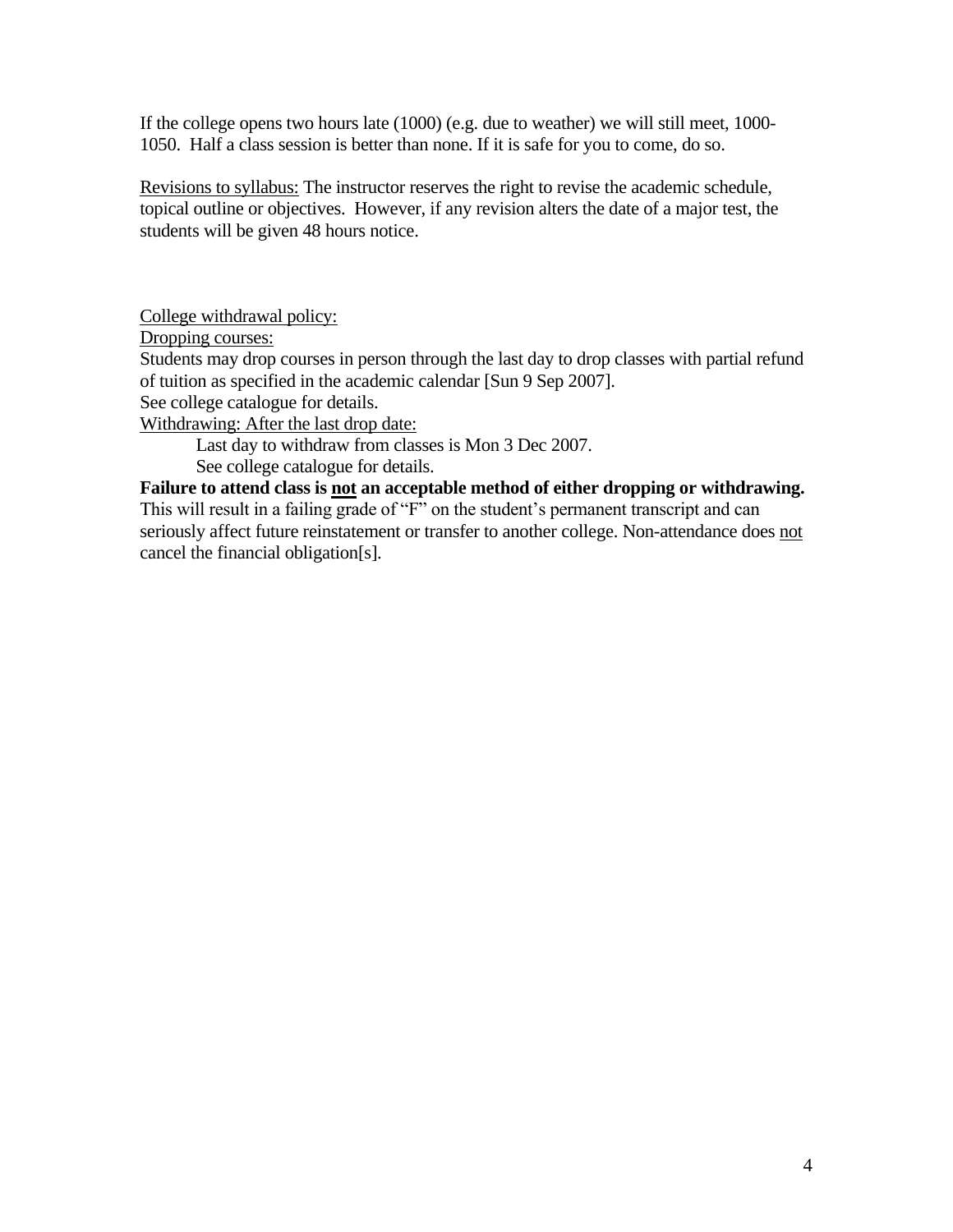If the college opens two hours late (1000) (e.g. due to weather) we will still meet, 1000-1050. Half a class session is better than none. If it is safe for you to come, do so.

Revisions to syllabus: The instructor reserves the right to revise the academic schedule, topical outline or objectives. However, if any revision alters the date of a major test, the students will be given 48 hours notice.

College withdrawal policy:

Dropping courses:

Students may drop courses in person through the last day to drop classes with partial refund of tuition as specified in the academic calendar [Sun 9 Sep 2007].

See college catalogue for details.

Withdrawing: After the last drop date:

Last day to withdraw from classes is Mon 3 Dec 2007.

See college catalogue for details.

**Failure to attend class is not an acceptable method of either dropping or withdrawing.** This will result in a failing grade of "F" on the student's permanent transcript and can seriously affect future reinstatement or transfer to another college. Non-attendance does not cancel the financial obligation[s].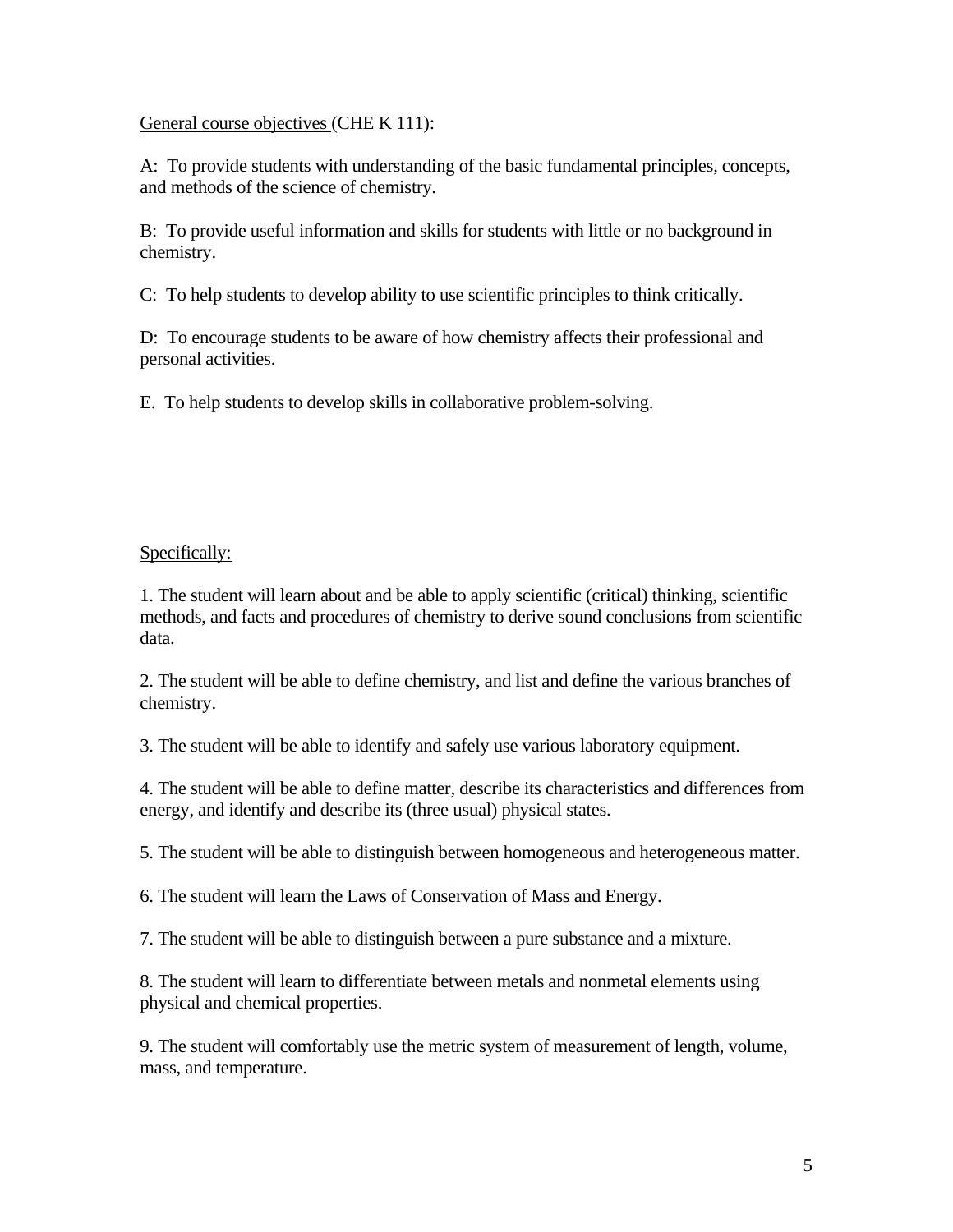General course objectives (CHE K 111):

A: To provide students with understanding of the basic fundamental principles, concepts, and methods of the science of chemistry.

B: To provide useful information and skills for students with little or no background in chemistry.

C: To help students to develop ability to use scientific principles to think critically.

D: To encourage students to be aware of how chemistry affects their professional and personal activities.

E. To help students to develop skills in collaborative problem-solving.

Specifically:

1. The student will learn about and be able to apply scientific (critical) thinking, scientific methods, and facts and procedures of chemistry to derive sound conclusions from scientific data.

2. The student will be able to define chemistry, and list and define the various branches of chemistry.

3. The student will be able to identify and safely use various laboratory equipment.

4. The student will be able to define matter, describe its characteristics and differences from energy, and identify and describe its (three usual) physical states.

5. The student will be able to distinguish between homogeneous and heterogeneous matter.

6. The student will learn the Laws of Conservation of Mass and Energy.

7. The student will be able to distinguish between a pure substance and a mixture.

8. The student will learn to differentiate between metals and nonmetal elements using physical and chemical properties.

9. The student will comfortably use the metric system of measurement of length, volume, mass, and temperature.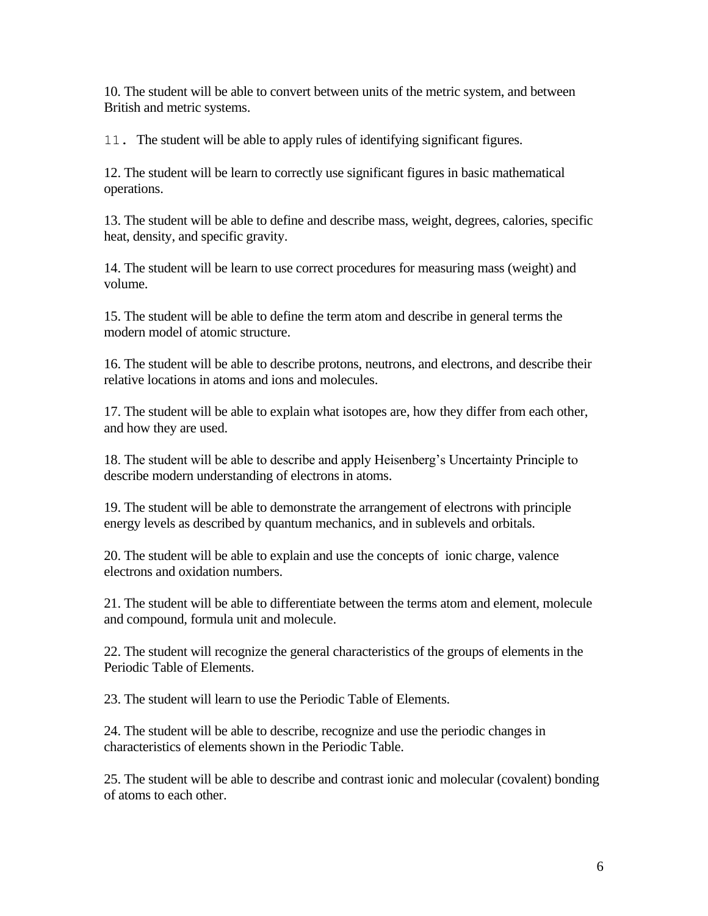10. The student will be able to convert between units of the metric system, and between British and metric systems.

11. The student will be able to apply rules of identifying significant figures.

12. The student will be learn to correctly use significant figures in basic mathematical operations.

13. The student will be able to define and describe mass, weight, degrees, calories, specific heat, density, and specific gravity.

14. The student will be learn to use correct procedures for measuring mass (weight) and volume.

15. The student will be able to define the term atom and describe in general terms the modern model of atomic structure.

16. The student will be able to describe protons, neutrons, and electrons, and describe their relative locations in atoms and ions and molecules.

17. The student will be able to explain what isotopes are, how they differ from each other, and how they are used.

18. The student will be able to describe and apply Heisenberg's Uncertainty Principle to describe modern understanding of electrons in atoms.

19. The student will be able to demonstrate the arrangement of electrons with principle energy levels as described by quantum mechanics, and in sublevels and orbitals.

20. The student will be able to explain and use the concepts of ionic charge, valence electrons and oxidation numbers.

21. The student will be able to differentiate between the terms atom and element, molecule and compound, formula unit and molecule.

22. The student will recognize the general characteristics of the groups of elements in the Periodic Table of Elements.

23. The student will learn to use the Periodic Table of Elements.

24. The student will be able to describe, recognize and use the periodic changes in characteristics of elements shown in the Periodic Table.

25. The student will be able to describe and contrast ionic and molecular (covalent) bonding of atoms to each other.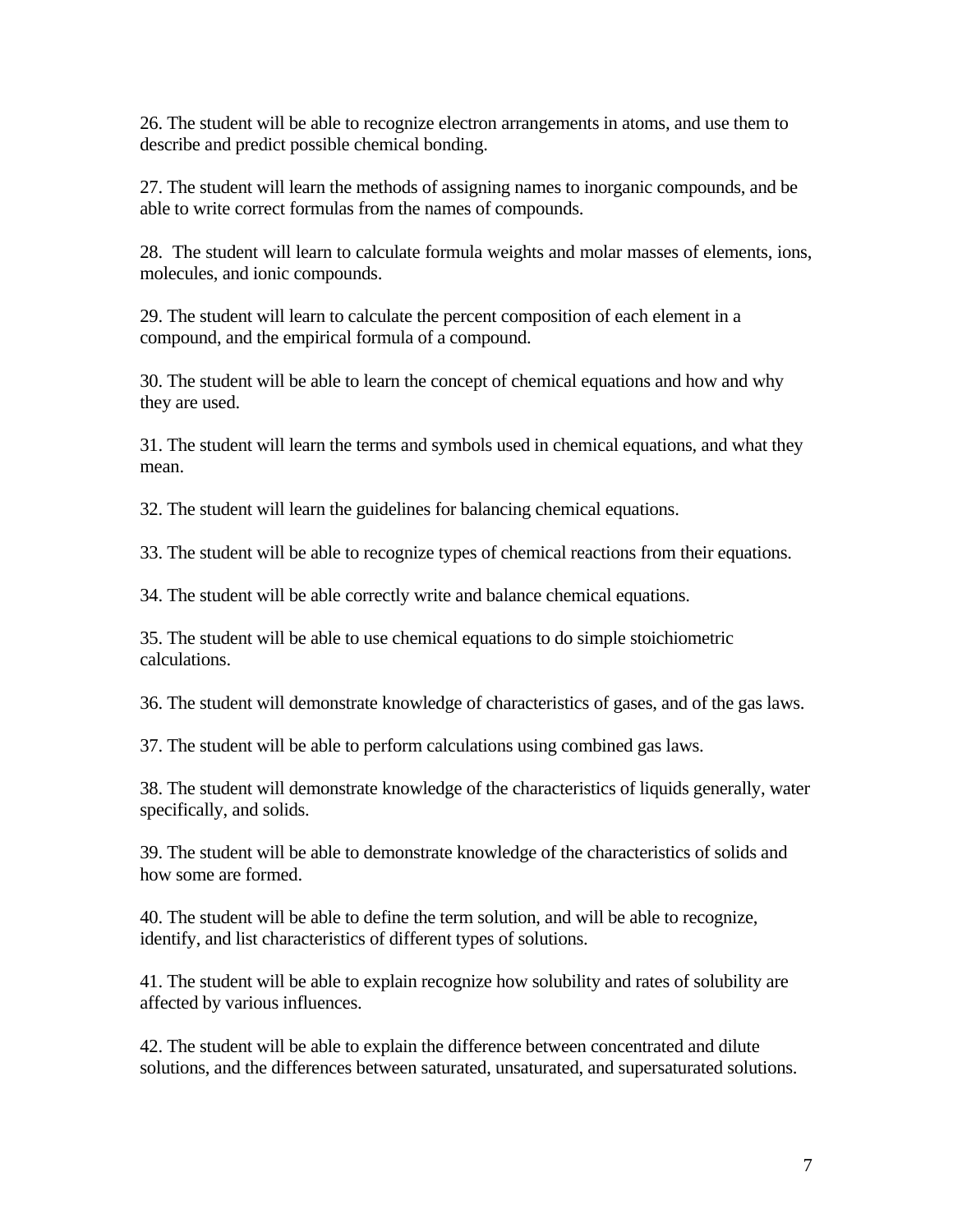26. The student will be able to recognize electron arrangements in atoms, and use them to describe and predict possible chemical bonding.

27. The student will learn the methods of assigning names to inorganic compounds, and be able to write correct formulas from the names of compounds.

28. The student will learn to calculate formula weights and molar masses of elements, ions, molecules, and ionic compounds.

29. The student will learn to calculate the percent composition of each element in a compound, and the empirical formula of a compound.

30. The student will be able to learn the concept of chemical equations and how and why they are used.

31. The student will learn the terms and symbols used in chemical equations, and what they mean.

32. The student will learn the guidelines for balancing chemical equations.

33. The student will be able to recognize types of chemical reactions from their equations.

34. The student will be able correctly write and balance chemical equations.

35. The student will be able to use chemical equations to do simple stoichiometric calculations.

36. The student will demonstrate knowledge of characteristics of gases, and of the gas laws.

37. The student will be able to perform calculations using combined gas laws.

38. The student will demonstrate knowledge of the characteristics of liquids generally, water specifically, and solids.

39. The student will be able to demonstrate knowledge of the characteristics of solids and how some are formed.

40. The student will be able to define the term solution, and will be able to recognize, identify, and list characteristics of different types of solutions.

41. The student will be able to explain recognize how solubility and rates of solubility are affected by various influences.

42. The student will be able to explain the difference between concentrated and dilute solutions, and the differences between saturated, unsaturated, and supersaturated solutions.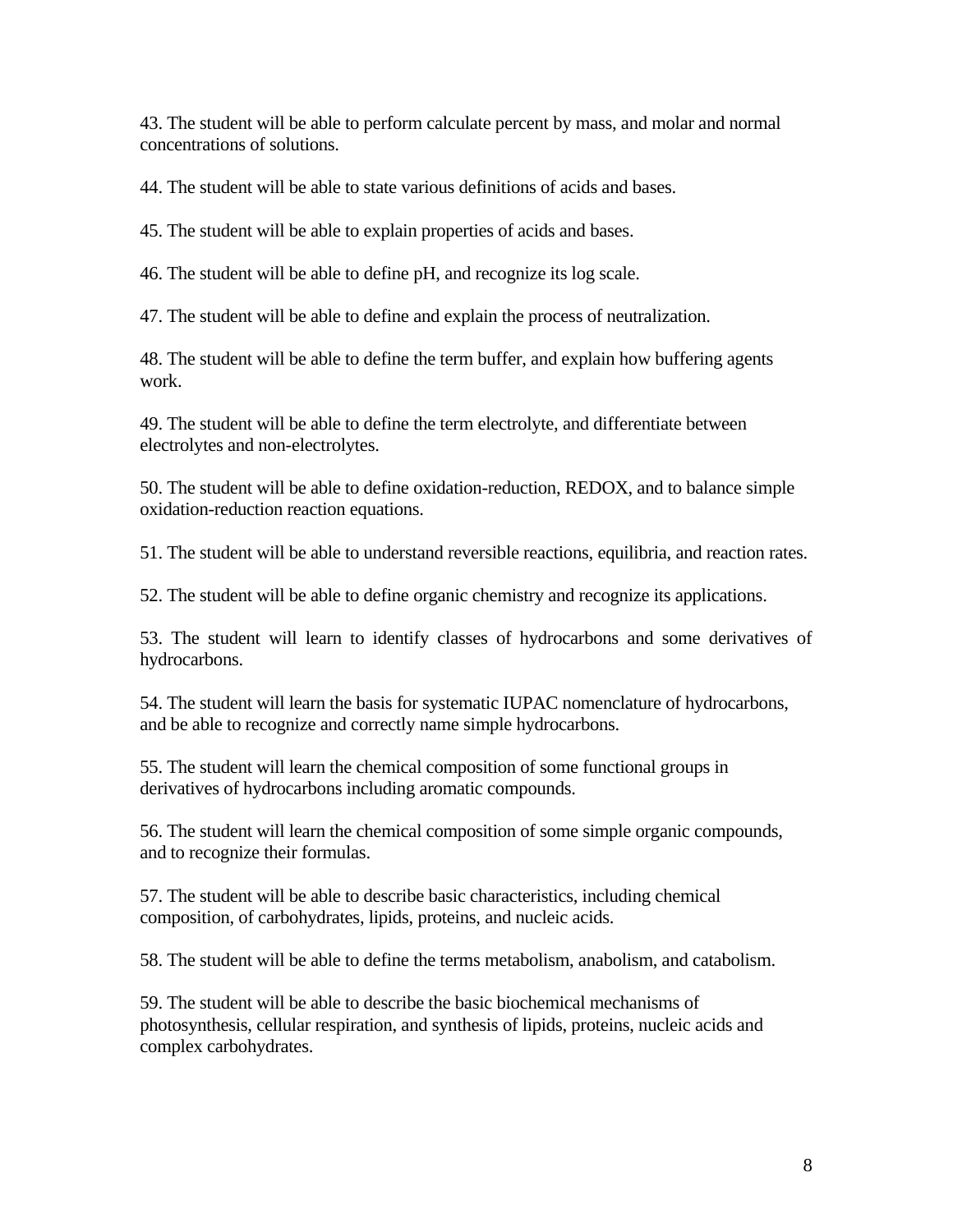43. The student will be able to perform calculate percent by mass, and molar and normal concentrations of solutions.

44. The student will be able to state various definitions of acids and bases.

45. The student will be able to explain properties of acids and bases.

46. The student will be able to define pH, and recognize its log scale.

47. The student will be able to define and explain the process of neutralization.

48. The student will be able to define the term buffer, and explain how buffering agents work.

49. The student will be able to define the term electrolyte, and differentiate between electrolytes and non-electrolytes.

50. The student will be able to define oxidation-reduction, REDOX, and to balance simple oxidation-reduction reaction equations.

51. The student will be able to understand reversible reactions, equilibria, and reaction rates.

52. The student will be able to define organic chemistry and recognize its applications.

53. The student will learn to identify classes of hydrocarbons and some derivatives of hydrocarbons.

54. The student will learn the basis for systematic IUPAC nomenclature of hydrocarbons, and be able to recognize and correctly name simple hydrocarbons.

55. The student will learn the chemical composition of some functional groups in derivatives of hydrocarbons including aromatic compounds.

56. The student will learn the chemical composition of some simple organic compounds, and to recognize their formulas.

57. The student will be able to describe basic characteristics, including chemical composition, of carbohydrates, lipids, proteins, and nucleic acids.

58. The student will be able to define the terms metabolism, anabolism, and catabolism.

59. The student will be able to describe the basic biochemical mechanisms of photosynthesis, cellular respiration, and synthesis of lipids, proteins, nucleic acids and complex carbohydrates.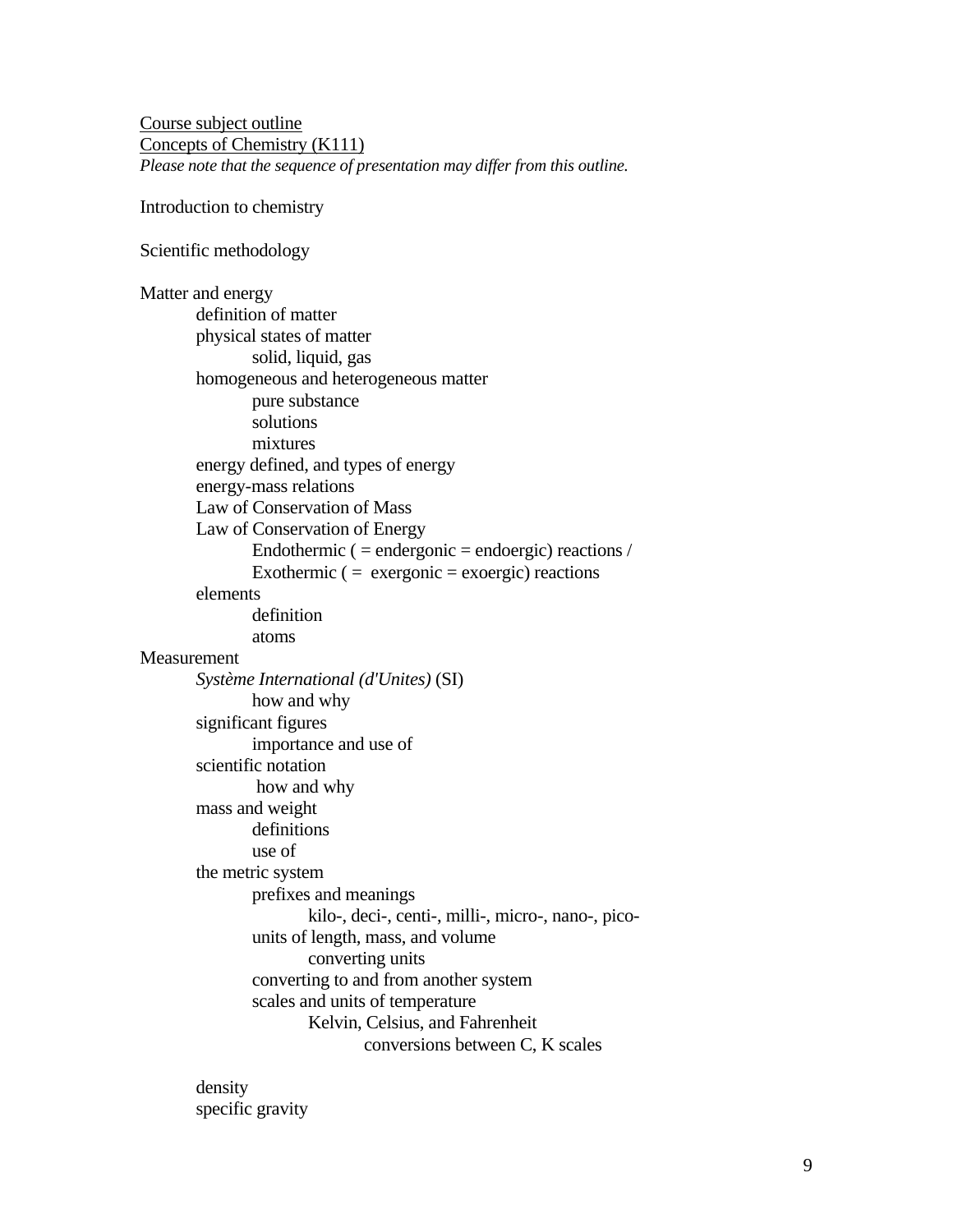<u>Course subject outline</u>
<u>Concepts of Chemistry (K111)</u>
*Please note that the sequence of presentation may differ from this outline.*

Introduction to chemistry

Scientific methodology

Matter and energy
- definition of matter
- physical states of matter
  - solid, liquid, gas
- homogeneous and heterogeneous matter
  - pure substance
  - solutions
  - mixtures
- energy defined, and types of energy
- energy-mass relations
- Law of Conservation of Mass
- Law of Conservation of Energy
  - Endothermic ( = endergonic = endoergic) reactions /
  - Exothermic ( = exergonic = exoergic) reactions
- elements
  - definition
  - atoms

Measurement
- *Système International (d'Unites)* (SI)
  - how and why
- significant figures
  - importance and use of
- scientific notation
  - how and why
- mass and weight
  - definitions
  - use of
- the metric system
  - prefixes and meanings
    - kilo-, deci-, centi-, milli-, micro-, nano-, pico-
  - units of length, mass, and volume
    - converting units
  - converting to and from another system
  - scales and units of temperature
    - Kelvin, Celsius, and Fahrenheit
      - conversions between C, K scales
- density
- specific gravity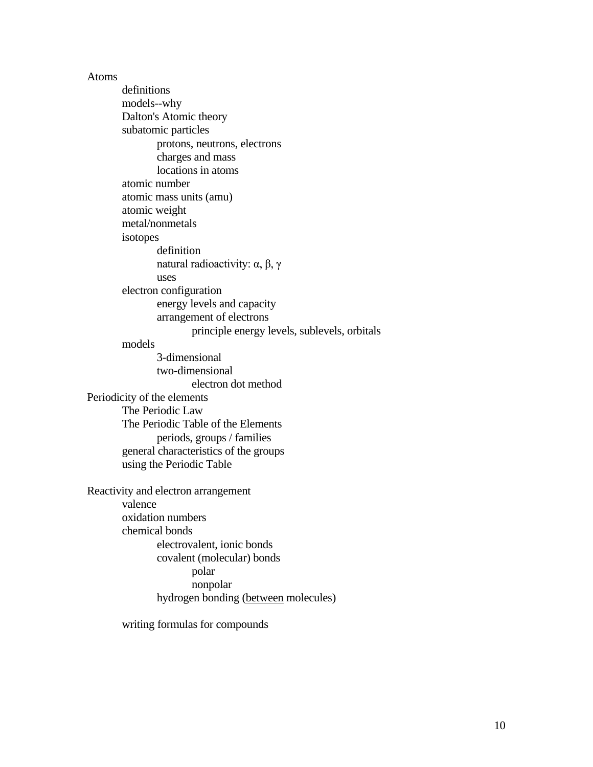- Atoms
  - definitions
  - models--why
  - Dalton's Atomic theory
  - subatomic particles
    - protons, neutrons, electrons
    - charges and mass
    - locations in atoms
  - atomic number
  - atomic mass units (amu)
  - atomic weight
  - metal/nonmetals
  - isotopes
    - definition
    - natural radioactivity: α, β, γ
    - uses
  - electron configuration
    - energy levels and capacity
    - arrangement of electrons
      - principle energy levels, sublevels, orbitals
  - models
    - 3-dimensional
    - two-dimensional
      - electron dot method
- Periodicity of the elements
  - The Periodic Law
  - The Periodic Table of the Elements
    - periods, groups / families
  - general characteristics of the groups
  - using the Periodic Table
- Reactivity and electron arrangement
  - valence
  - oxidation numbers
  - chemical bonds
    - electrovalent, ionic bonds
    - covalent (molecular) bonds
      - polar
      - nonpolar
    - hydrogen bonding (<u>between</u> molecules)
  - writing formulas for compounds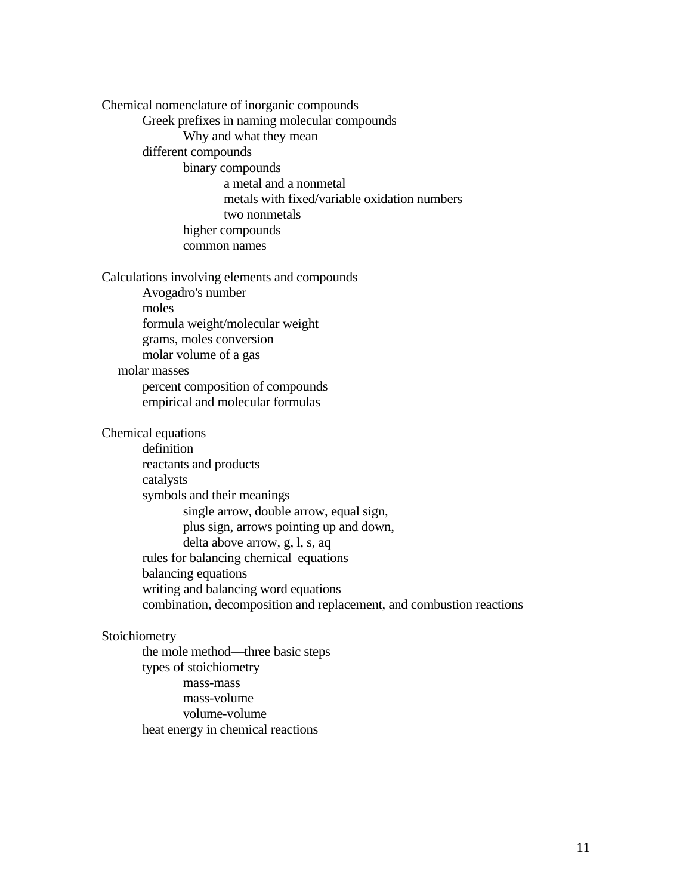Chemical nomenclature of inorganic compounds
- Greek prefixes in naming molecular compounds
    - Why and what they mean
- different compounds
    - binary compounds
        - a metal and a nonmetal
        - metals with fixed/variable oxidation numbers
        - two nonmetals
    - higher compounds
    - common names

Calculations involving elements and compounds
- Avogadro's number
- moles
- formula weight/molecular weight
- grams, moles conversion
- molar volume of a gas
- molar masses
- percent composition of compounds
- empirical and molecular formulas

Chemical equations
- definition
- reactants and products
- catalysts
- symbols and their meanings
    - single arrow, double arrow, equal sign,
    - plus sign, arrows pointing up and down,
    - delta above arrow, g, l, s, aq
- rules for balancing chemical equations
- balancing equations
- writing and balancing word equations
- combination, decomposition and replacement, and combustion reactions

Stoichiometry
- the mole method—three basic steps
- types of stoichiometry
    - mass-mass
    - mass-volume
    - volume-volume
- heat energy in chemical reactions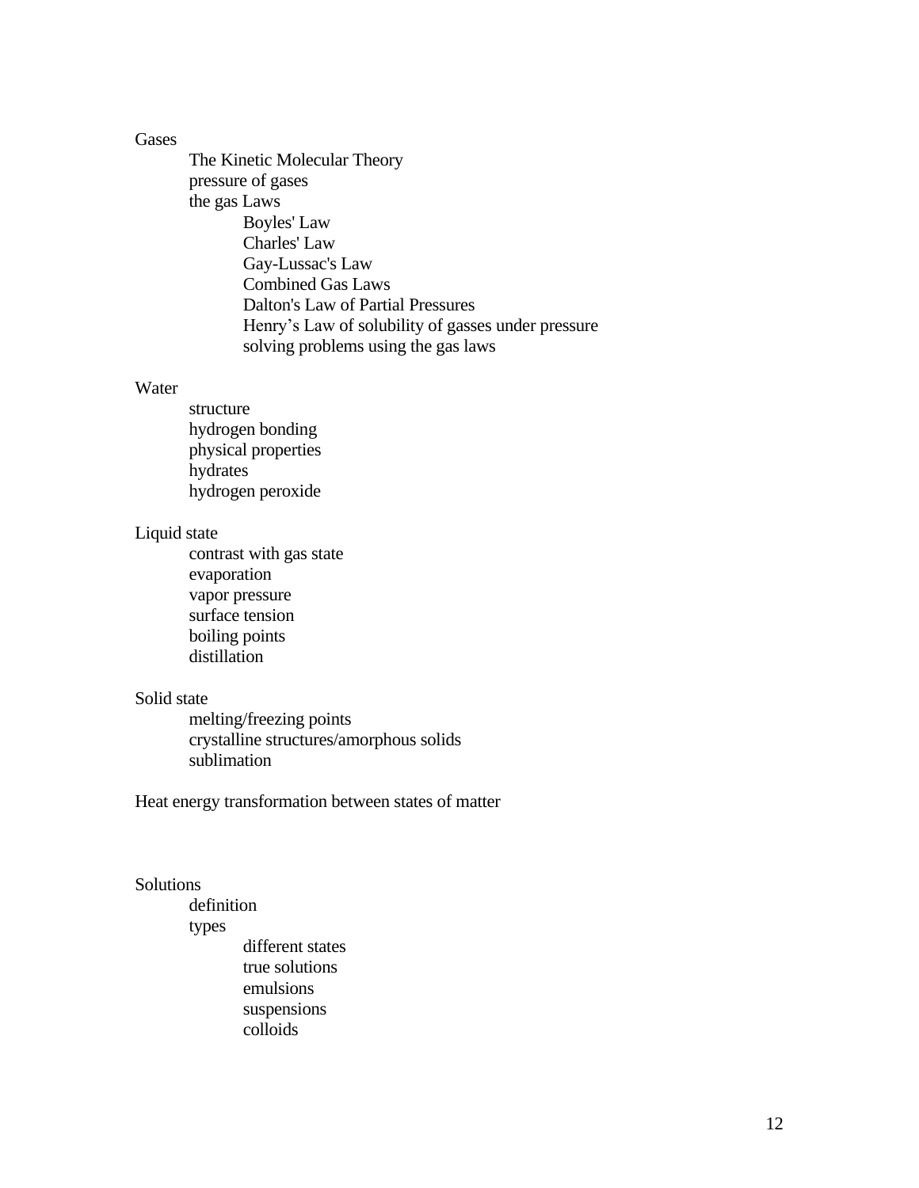Gases

- The Kinetic Molecular Theory
- pressure of gases
- the gas Laws
  - Boyles' Law
  - Charles' Law
  - Gay-Lussac's Law
  - Combined Gas Laws
  - Dalton's Law of Partial Pressures
  - Henry’s Law of solubility of gasses under pressure
  - solving problems using the gas laws

Water

- structure
- hydrogen bonding
- physical properties
- hydrates
- hydrogen peroxide

Liquid state

- contrast with gas state
- evaporation
- vapor pressure
- surface tension
- boiling points
- distillation

Solid state

- melting/freezing points
- crystalline structures/amorphous solids
- sublimation

Heat energy transformation between states of matter

Solutions

- definition
- types
  - different states
  - true solutions
  - emulsions
  - suspensions
  - colloids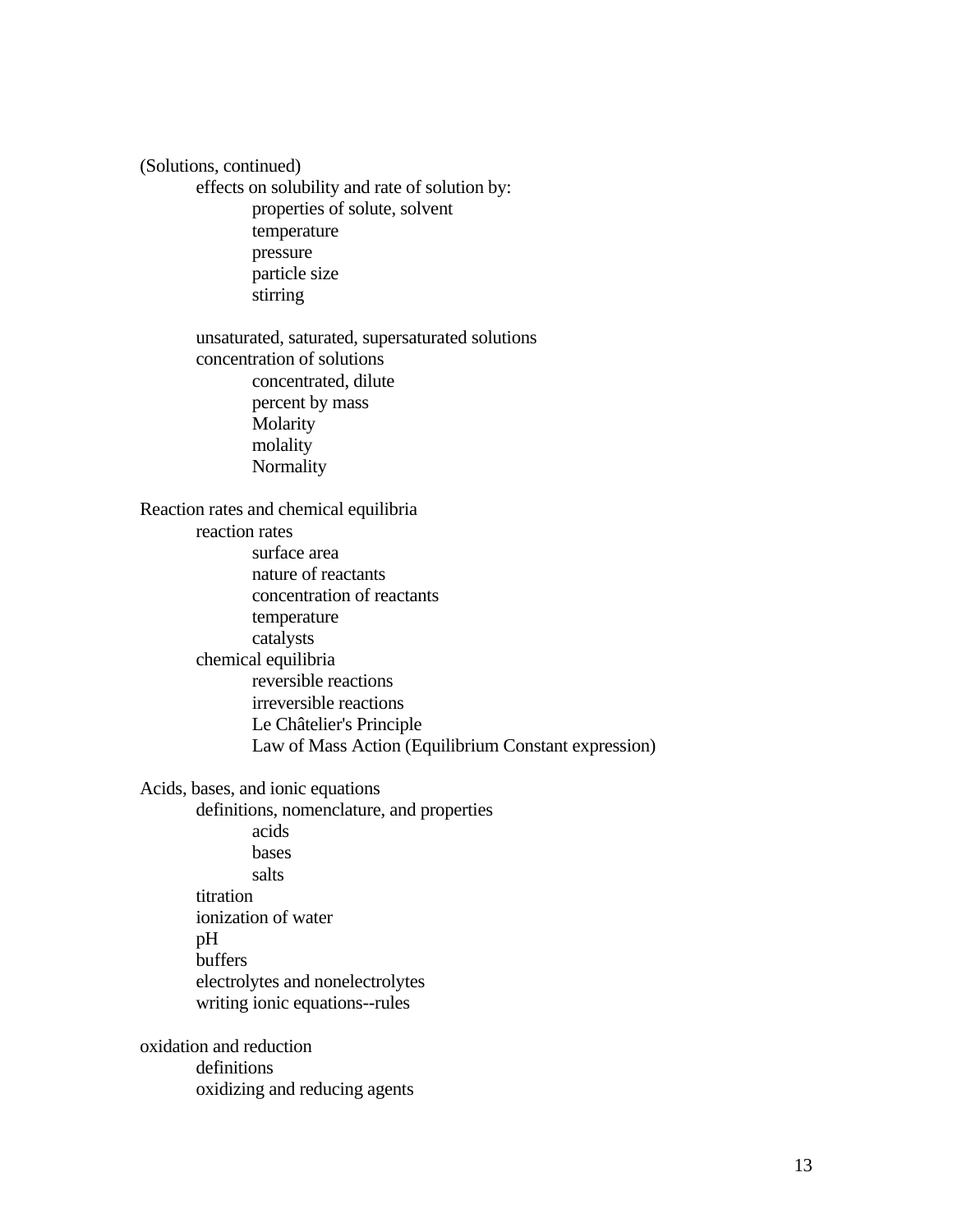(Solutions, continued)

- effects on solubility and rate of solution by:
  - properties of solute, solvent
  - temperature
  - pressure
  - particle size
  - stirring
- unsaturated, saturated, supersaturated solutions
- concentration of solutions
  - concentrated, dilute
  - percent by mass
  - Molarity
  - molality
  - Normality

Reaction rates and chemical equilibria

- reaction rates
  - surface area
  - nature of reactants
  - concentration of reactants
  - temperature
  - catalysts
- chemical equilibria
  - reversible reactions
  - irreversible reactions
  - Le Châtelier's Principle
  - Law of Mass Action (Equilibrium Constant expression)

Acids, bases, and ionic equations

- definitions, nomenclature, and properties
  - acids
  - bases
  - salts
- titration
- ionization of water
- pH
- buffers
- electrolytes and nonelectrolytes
- writing ionic equations--rules

oxidation and reduction

- definitions
- oxidizing and reducing agents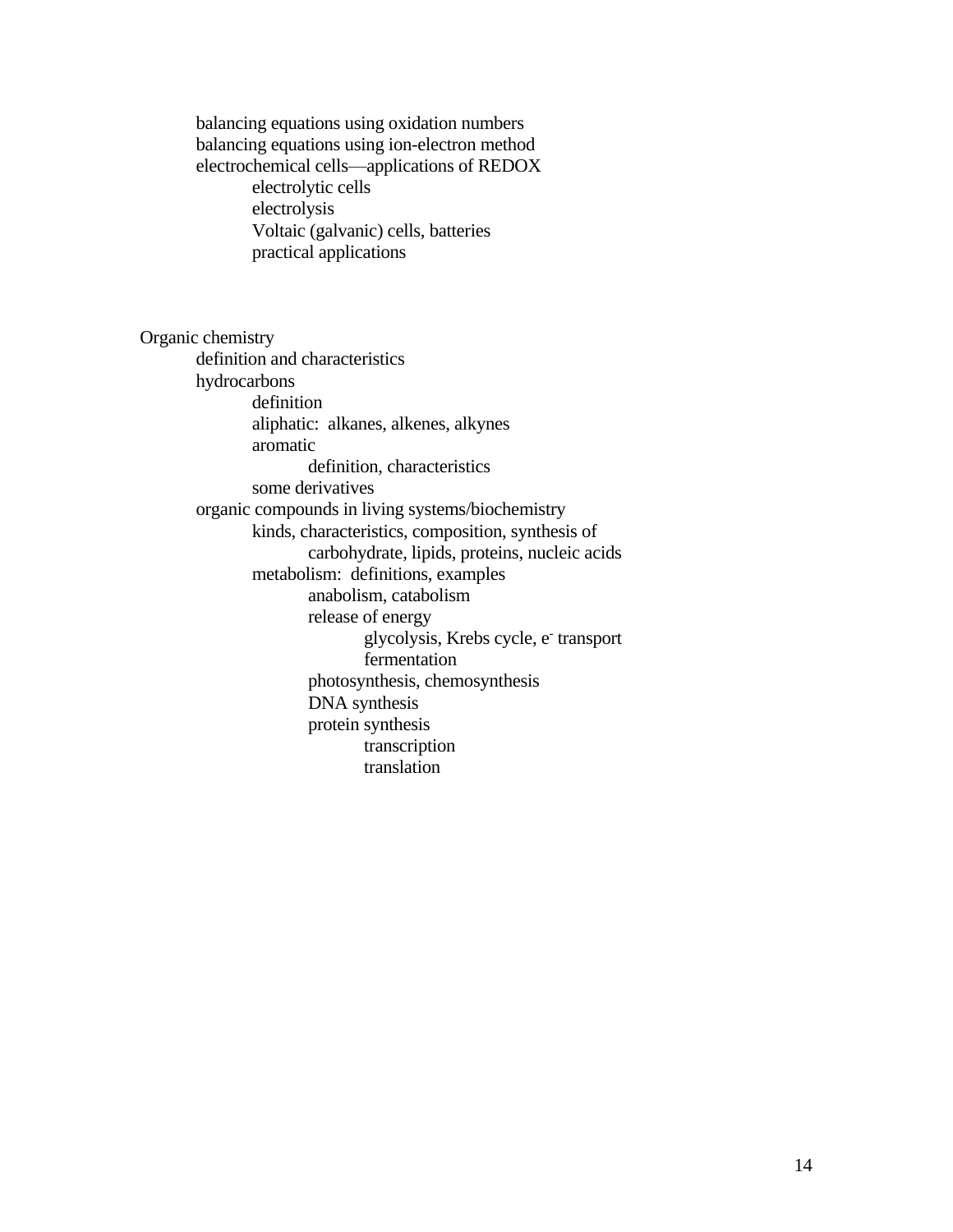- balancing equations using oxidation numbers
- balancing equations using ion-electron method
- electrochemical cells—applications of REDOX
    - electrolytic cells
    - electrolysis
    - Voltaic (galvanic) cells, batteries
    - practical applications

Organic chemistry

- definition and characteristics
- hydrocarbons
    - definition
    - aliphatic: alkanes, alkenes, alkynes
    - aromatic
        - definition, characteristics
    - some derivatives
- organic compounds in living systems/biochemistry
    - kinds, characteristics, composition, synthesis of
        - carbohydrate, lipids, proteins, nucleic acids
    - metabolism: definitions, examples
        - anabolism, catabolism
        - release of energy
            - glycolysis, Krebs cycle, $e^-$ transport
            - fermentation
        - photosynthesis, chemosynthesis
        - DNA synthesis
        - protein synthesis
            - transcription
            - translation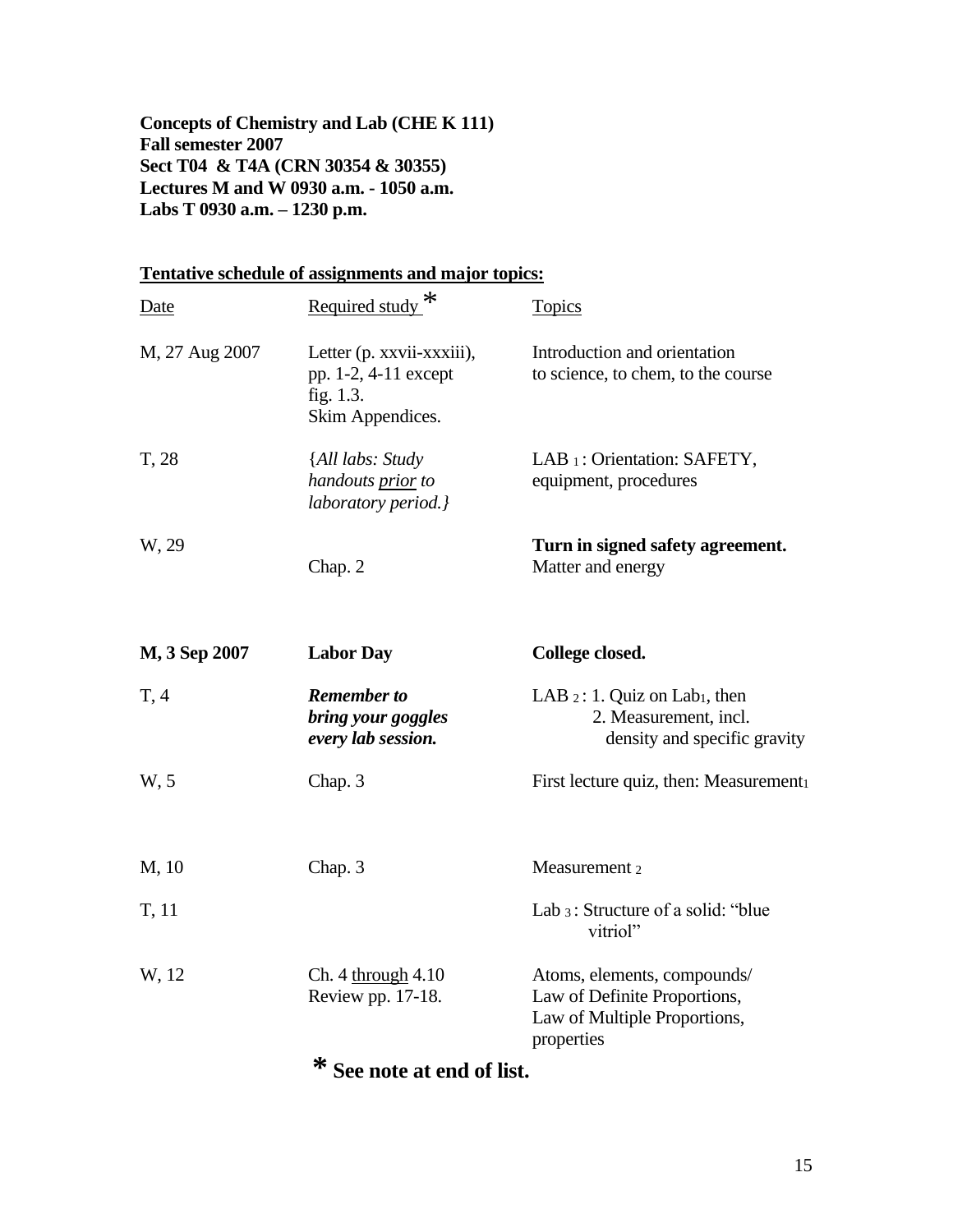**Concepts of Chemistry and Lab (CHE K 111)**
**Fall semester 2007**
**Sect T04 & T4A (CRN 30354 & 30355)**
**Lectures M and W 0930 a.m. - 1050 a.m.**
**Labs T 0930 a.m. – 1230 p.m.**

**Tentative schedule of assignments and major topics:**

| Date | Required study * | Topics |
|---|---|---|
| M, 27 Aug 2007 | Letter (p. xxvii-xxxiii), pp. 1-2, 4-11 except fig. 1.3. Skim Appendices. | Introduction and orientation to science, to chem, to the course |
| T, 28 | *{All labs: Study handouts prior to laboratory period.}* | LAB $_1$ : Orientation: SAFETY, equipment, procedures |
| W, 29 | Chap. 2 | **Turn in signed safety agreement.** Matter and energy |
| **M, 3 Sep 2007** | **Labor Day** | **College closed.** |
| T, 4 | ***Remember to bring your goggles every lab session.*** | LAB $_2$ : 1. Quiz on Lab$_1$, then 2. Measurement, incl. density and specific gravity |
| W, 5 | Chap. 3 | First lecture quiz, then: Measurement$_1$ |
| M, 10 | Chap. 3 | Measurement $_2$ |
| T, 11 | | Lab $_3$ : Structure of a solid: "blue vitriol" |
| W, 12 | Ch. 4 through 4.10 Review pp. 17-18. | Atoms, elements, compounds/ Law of Definite Proportions, Law of Multiple Proportions, properties |

**\* See note at end of list.**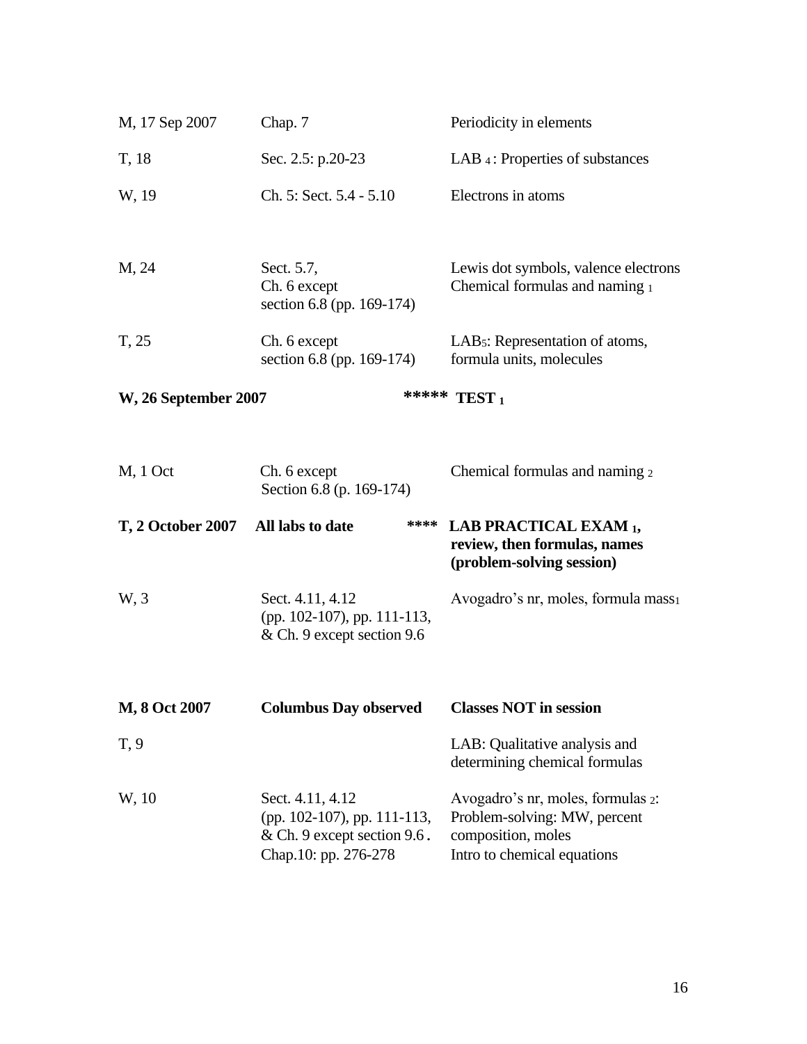| | | |
|---|---|---|
| M, 17 Sep 2007 | Chap. 7 | Periodicity in elements |
| T, 18 | Sec. 2.5: p.20-23 | LAB $_4$: Properties of substances |
| W, 19 | Ch. 5: Sect. 5.4 - 5.10 | Electrons in atoms |
| | | |
| M, 24 | Sect. 5.7, Ch. 6 except section 6.8 (pp. 169-174) | Lewis dot symbols, valence electrons Chemical formulas and naming $_1$ |
| T, 25 | Ch. 6 except section 6.8 (pp. 169-174) | LAB$_5$: Representation of atoms, formula units, molecules |
| **W, 26 September 2007** | | **\*\*\*\*\* TEST $_1$** |
| | | |
| M, 1 Oct | Ch. 6 except Section 6.8 (p. 169-174) | Chemical formulas and naming $_2$ |
| **T, 2 October 2007** | **All labs to date** | **\*\*\*\* LAB PRACTICAL EXAM $_1$, review, then formulas, names (problem-solving session)** |
| W, 3 | Sect. 4.11, 4.12 (pp. 102-107), pp. 111-113, & Ch. 9 except section 9.6 | Avogadro's nr, moles, formula mass$_1$ |
| | | |
| **M, 8 Oct 2007** | **Columbus Day observed** | **Classes NOT in session** |
| T, 9 | | LAB: Qualitative analysis and determining chemical formulas |
| W, 10 | Sect. 4.11, 4.12 (pp. 102-107), pp. 111-113, & Ch. 9 except section 9.6. Chap.10: pp. 276-278 | Avogadro's nr, moles, formulas $_2$: Problem-solving: MW, percent composition, moles Intro to chemical equations |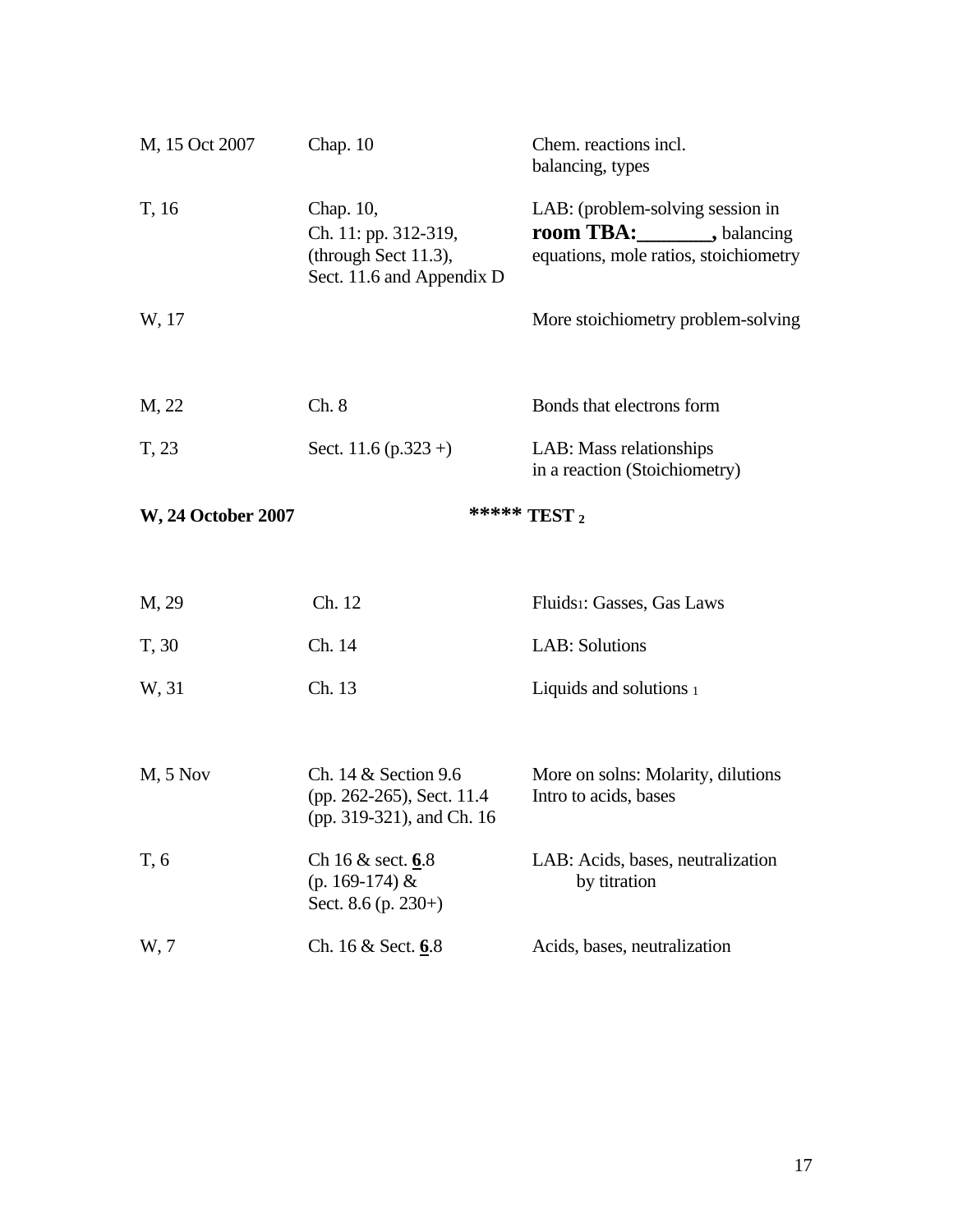| | | |
|---|---|---|
| M, 15 Oct 2007 | Chap. 10 | Chem. reactions incl. balancing, types |
| T, 16 | Chap. 10, Ch. 11: pp. 312-319, (through Sect 11.3), Sect. 11.6 and Appendix D | LAB: (problem-solving session in **room TBA:_______,** balancing equations, mole ratios, stoichiometry |
| W, 17 | | More stoichiometry problem-solving |
| | | |
| M, 22 | Ch. 8 | Bonds that electrons form |
| T, 23 | Sect. 11.6 (p.323 +) | LAB: Mass relationships in a reaction (Stoichiometry) |
| **W, 24 October 2007** | | **\*\*\*\*\* TEST** $_{2}$ |
| | | |
| M, 29 | Ch. 12 | Fluids[1]: Gasses, Gas Laws |
| T, 30 | Ch. 14 | LAB: Solutions |
| W, 31 | Ch. 13 | Liquids and solutions $_{1}$ |
| | | |
| M, 5 Nov | Ch. 14 & Section 9.6 (pp. 262-265), Sect. 11.4 (pp. 319-321), and Ch. 16 | More on solns: Molarity, dilutions Intro to acids, bases |
| T, 6 | Ch 16 & sect. <u>**6**</u>.8 (p. 169-174) & Sect. 8.6 (p. 230+) | LAB: Acids, bases, neutralization by titration |
| W, 7 | Ch. 16 & Sect. <u>**6**</u>.8 | Acids, bases, neutralization |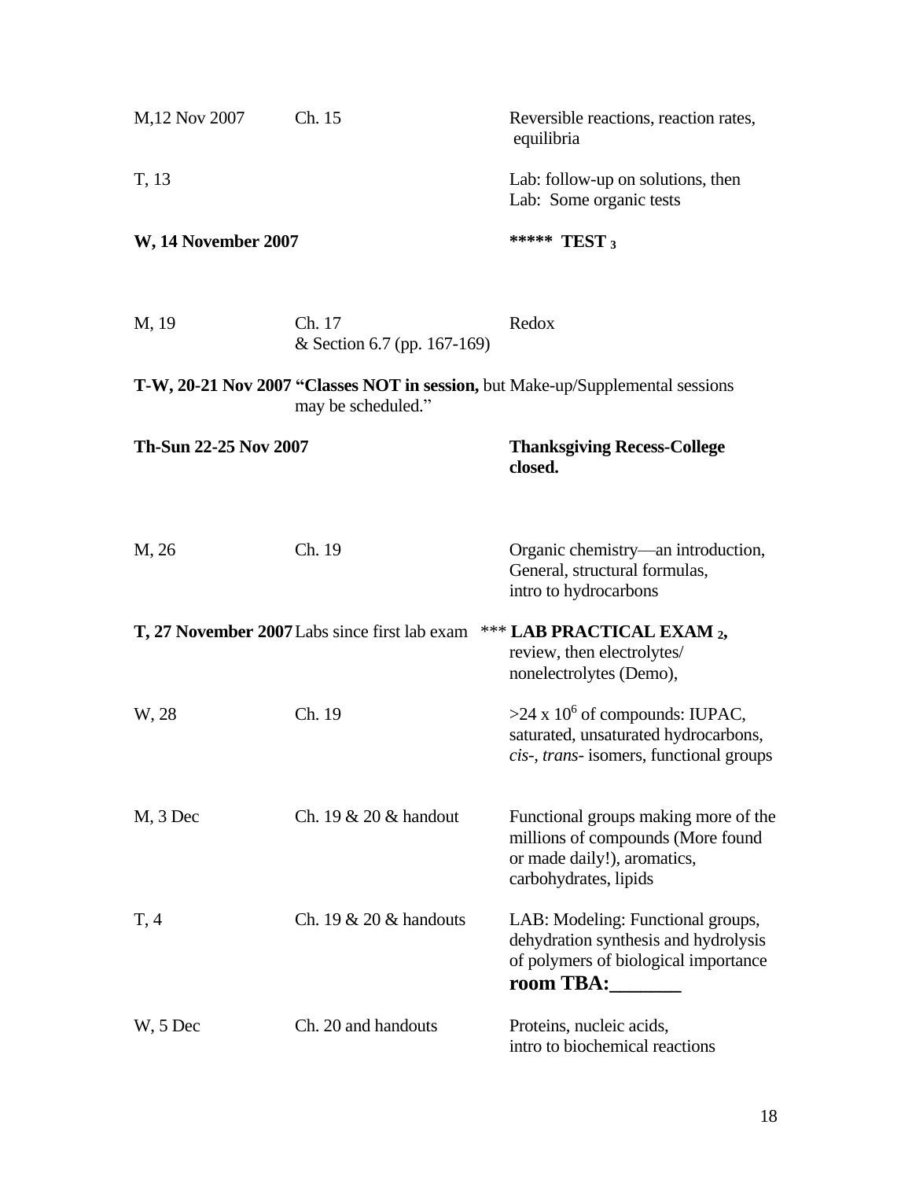| | | |
|---|---|---|
| M,12 Nov 2007 | Ch. 15 | Reversible reactions, reaction rates, equilibria |
| T, 13 | | Lab: follow-up on solutions, then Lab: Some organic tests |
| **W, 14 November 2007** | | **\*\*\*\*\* TEST $_3$** |
| M, 19 | Ch. 17 & Section 6.7 (pp. 167-169) | Redox |
| **T-W, 20-21 Nov 2007** | **"Classes NOT in session,** but Make-up/Supplemental sessions may be scheduled." | |
| **Th-Sun 22-25 Nov 2007** | | **Thanksgiving Recess-College closed.** |
| M, 26 | Ch. 19 | Organic chemistry—an introduction, General, structural formulas, intro to hydrocarbons |
| **T, 27 November 2007** | Labs since first lab exam | \*\*\* **LAB PRACTICAL EXAM $_2$,** review, then electrolytes/ nonelectrolytes (Demo), |
| W, 28 | Ch. 19 | $>24 \times 10^6$ of compounds: IUPAC, saturated, unsaturated hydrocarbons, *cis-*, *trans-* isomers, functional groups |
| M, 3 Dec | Ch. 19 & 20 & handout | Functional groups making more of the millions of compounds (More found or made daily!), aromatics, carbohydrates, lipids |
| T, 4 | Ch. 19 & 20 & handouts | LAB: Modeling: Functional groups, dehydration synthesis and hydrolysis of polymers of biological importance **room TBA:_______** |
| W, 5 Dec | Ch. 20 and handouts | Proteins, nucleic acids, intro to biochemical reactions |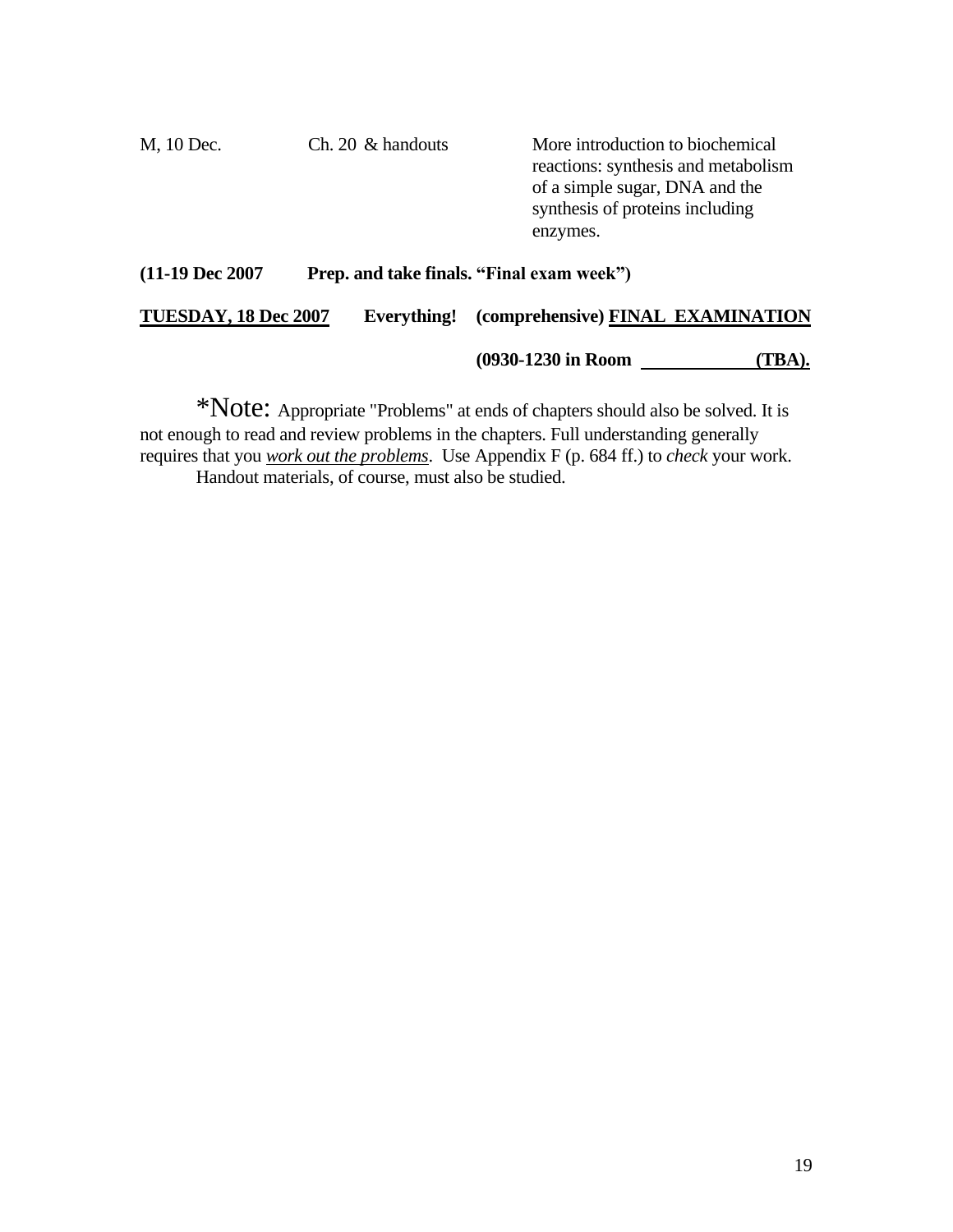| | | |
|---|---|---|
| M, 10 Dec. | Ch. 20 & handouts | More introduction to biochemical reactions: synthesis and metabolism of a simple sugar, DNA and the synthesis of proteins including enzymes. |

**(11-19 Dec 2007 Prep. and take finals. "Final exam week")**

**TUESDAY, 18 Dec 2007** **Everything!** **(comprehensive) FINAL EXAMINATION**

**(0930-1230 in Room ____________ (TBA).**

*Note: Appropriate "Problems" at ends of chapters should also be solved. It is not enough to read and review problems in the chapters. Full understanding generally requires that you ***work out the problems***. Use Appendix F (p. 684 ff.) to *check* your work.

Handout materials, of course, must also be studied.